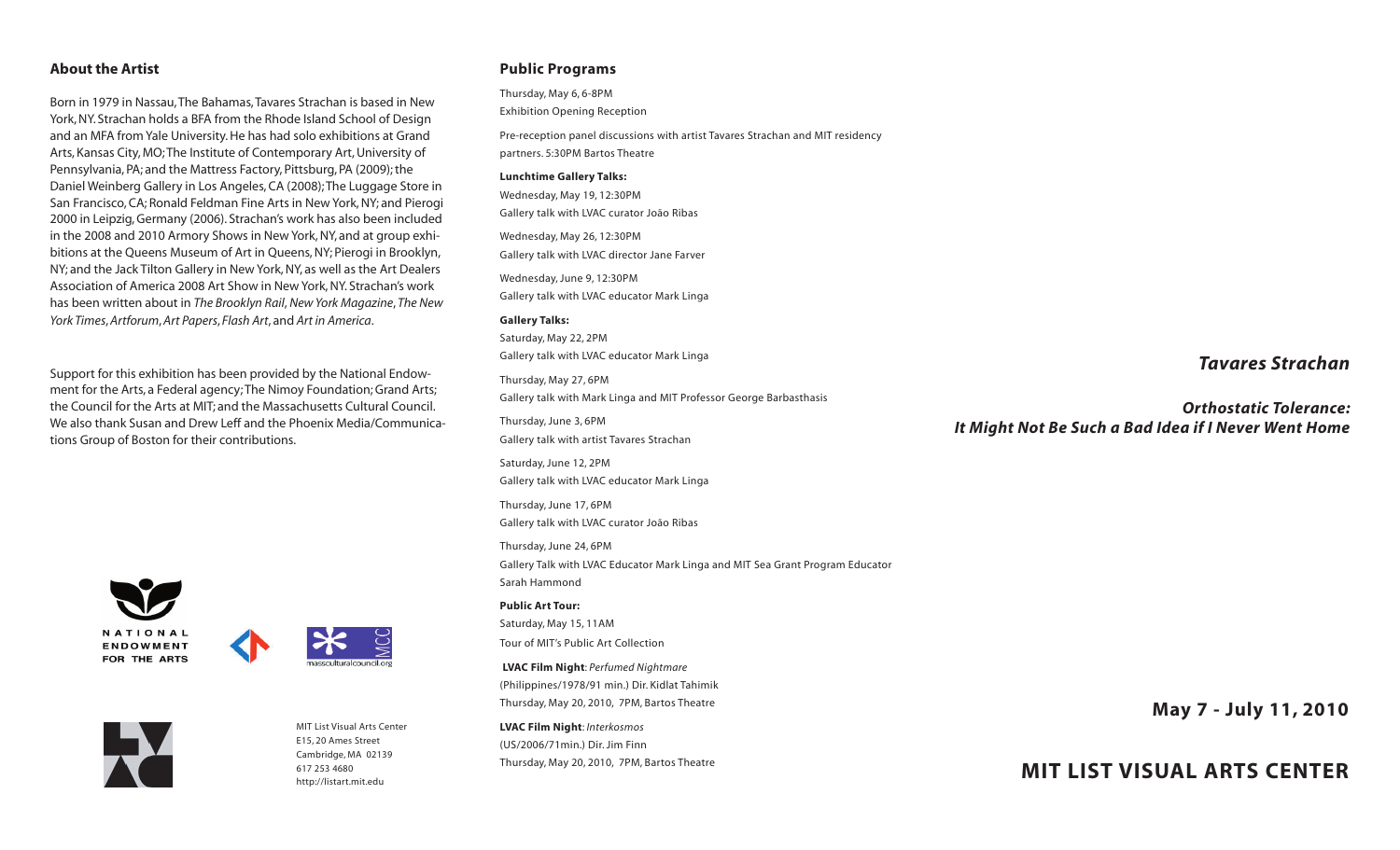## About the Artist

Born in 1979 in Nassau, The Bahamas, Tavares Strachan is based in New York, NY. Strachan holds a BFA from the Rhode Island School of Design and an MFA from Yale University. He has had solo exhibitions at Grand Arts, Kansas City, MO; The Institute of Contemporary Art, University of Pennsylvania, PA; and the Mattress Factory, Pittsburg, PA (2009); the Daniel Weinberg Gallery in Los Angeles, CA (2008); The Luggage Store in San Francisco, CA; Ronald Feldman Fine Arts in New York, NY; and Pierogi 2000 in Leipzig, Germany (2006). Strachan's work has also been included in the 2008 and 2010 Armory Shows in New York, NY, and at group exhibitions at the Queens Museum of Art in Queens, NY; Pierogi in Brooklyn, NY; and the Jack Tilton Gallery in New York, NY, as well as the Art Dealers Association of America 2008 Art Show in New York, NY. Strachan's work has been written about in *The Brooklyn Rail*, *New York Magazine*, *The New York Times*, *Artforum*, *Art Papers*, *Flash Art*, and *Art in America*.

Support for this exhibition has been provided by the National Endowment for the Arts, a Federal agency; The Nimoy Foundation; Grand Arts; the Council for the Arts at MIT; and the Massachusetts Cultural Council. We also thank Susan and Drew Leff and the Phoenix Media/Communications Group of Boston for their contributions.

NATIONAL ENDOWMENT FOR THE ARTS

massculturalcouncil.org

MIT List Visual Arts Center
E15, 20 Ames Street
Cambridge, MA 02139
617 253 4680
http://listart.mit.edu

## Public Programs

Thursday, May 6, 6-8PM
Exhibition Opening Reception

Pre-reception panel discussions with artist Tavares Strachan and MIT residency partners. 5:30PM Bartos Theatre

**Lunchtime Gallery Talks:**

Wednesday, May 19, 12:30PM
Gallery talk with LVAC curator João Ribas

Wednesday, May 26, 12:30PM
Gallery talk with LVAC director Jane Farver

Wednesday, June 9, 12:30PM
Gallery talk with LVAC educator Mark Linga

**Gallery Talks:**

Saturday, May 22, 2PM
Gallery talk with LVAC educator Mark Linga

Thursday, May 27, 6PM
Gallery talk with Mark Linga and MIT Professor George Barbasthasis

Thursday, June 3, 6PM
Gallery talk with artist Tavares Strachan

Saturday, June 12, 2PM
Gallery talk with LVAC educator Mark Linga

Thursday, June 17, 6PM
Gallery talk with LVAC curator João Ribas

Thursday, June 24, 6PM
Gallery Talk with LVAC Educator Mark Linga and MIT Sea Grant Program Educator Sarah Hammond

**Public Art Tour:**

Saturday, May 15, 11AM
Tour of MIT's Public Art Collection

**LVAC Film Night**: *Perfumed Nightmare*
(Philippines/1978/91 min.) Dir. Kidlat Tahimik
Thursday, May 20, 2010, 7PM, Bartos Theatre

**LVAC Film Night**: *Interkosmos*
(US/2006/71min.) Dir. Jim Finn
Thursday, May 20, 2010, 7PM, Bartos Theatre

# *Tavares Strachan*

## *Orthostatic Tolerance: It Might Not Be Such a Bad Idea if I Never Went Home*

**May 7 - July 11, 2010**

**MIT LIST VISUAL ARTS CENTER**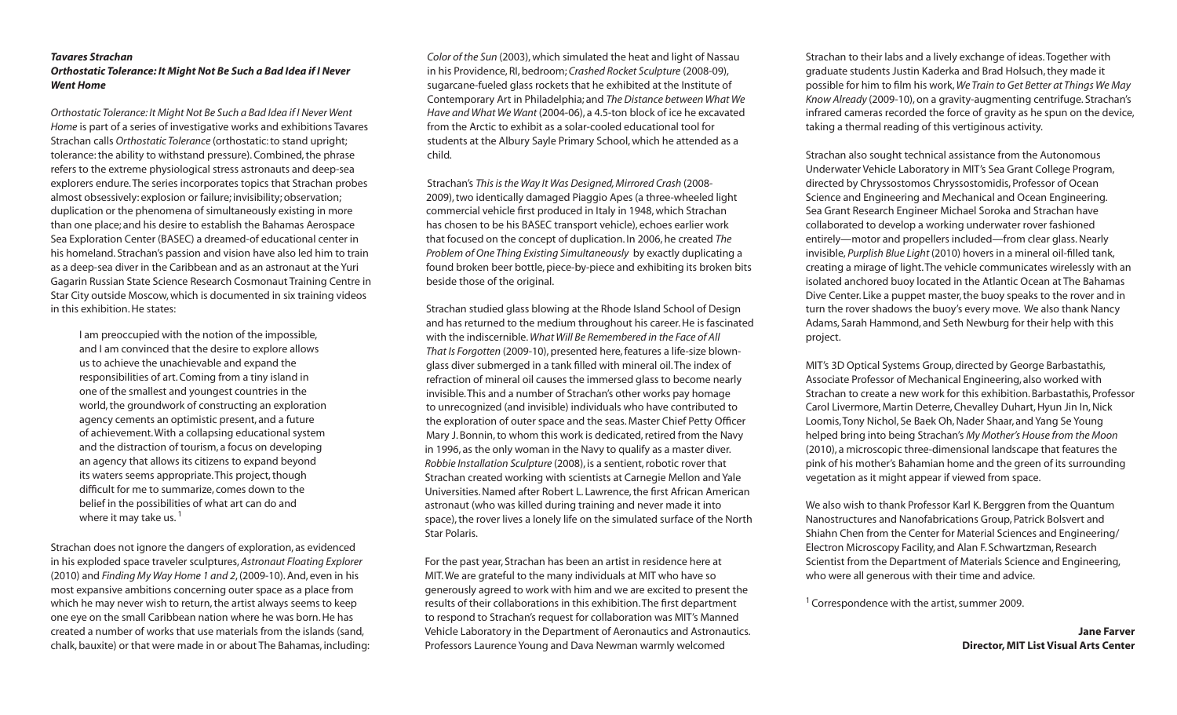***Tavares Strachan***
***Orthostatic Tolerance: It Might Not Be Such a Bad Idea if I Never Went Home***

*Orthostatic Tolerance: It Might Not Be Such a Bad Idea if I Never Went Home* is part of a series of investigative works and exhibitions Tavares Strachan calls *Orthostatic Tolerance* (orthostatic: to stand upright; tolerance: the ability to withstand pressure). Combined, the phrase refers to the extreme physiological stress astronauts and deep-sea explorers endure. The series incorporates topics that Strachan probes almost obsessively: explosion or failure; invisibility; observation; duplication or the phenomena of simultaneously existing in more than one place; and his desire to establish the Bahamas Aerospace Sea Exploration Center (BASEC) a dreamed-of educational center in his homeland. Strachan's passion and vision have also led him to train as a deep-sea diver in the Caribbean and as an astronaut at the Yuri Gagarin Russian State Science Research Cosmonaut Training Centre in Star City outside Moscow, which is documented in six training videos in this exhibition. He states:

> I am preoccupied with the notion of the impossible, and I am convinced that the desire to explore allows us to achieve the unachievable and expand the responsibilities of art. Coming from a tiny island in one of the smallest and youngest countries in the world, the groundwork of constructing an exploration agency cements an optimistic present, and a future of achievement. With a collapsing educational system and the distraction of tourism, a focus on developing an agency that allows its citizens to expand beyond its waters seems appropriate. This project, though difficult for me to summarize, comes down to the belief in the possibilities of what art can do and where it may take us. [1]

Strachan does not ignore the dangers of exploration, as evidenced in his exploded space traveler sculptures, *Astronaut Floating Explorer* (2010) and *Finding My Way Home 1 and 2*, (2009-10). And, even in his most expansive ambitions concerning outer space as a place from which he may never wish to return, the artist always seems to keep one eye on the small Caribbean nation where he was born. He has created a number of works that use materials from the islands (sand, chalk, bauxite) or that were made in or about The Bahamas, including: *Color of the Sun* (2003), which simulated the heat and light of Nassau in his Providence, RI, bedroom; *Crashed Rocket Sculpture* (2008-09), sugarcane-fueled glass rockets that he exhibited at the Institute of Contemporary Art in Philadelphia; and *The Distance between What We Have and What We Want* (2004-06), a 4.5-ton block of ice he excavated from the Arctic to exhibit as a solar-cooled educational tool for students at the Albury Sayle Primary School, which he attended as a child.

Strachan's *This is the Way It Was Designed, Mirrored Crash* (2008-2009), two identically damaged Piaggio Apes (a three-wheeled light commercial vehicle first produced in Italy in 1948, which Strachan has chosen to be his BASEC transport vehicle), echoes earlier work that focused on the concept of duplication. In 2006, he created *The Problem of One Thing Existing Simultaneously* by exactly duplicating a found broken beer bottle, piece-by-piece and exhibiting its broken bits beside those of the original.

Strachan studied glass blowing at the Rhode Island School of Design and has returned to the medium throughout his career. He is fascinated with the indiscernible. *What Will Be Remembered in the Face of All That Is Forgotten* (2009-10), presented here, features a life-size blown-glass diver submerged in a tank filled with mineral oil. The index of refraction of mineral oil causes the immersed glass to become nearly invisible. This and a number of Strachan's other works pay homage to unrecognized (and invisible) individuals who have contributed to the exploration of outer space and the seas. Master Chief Petty Officer Mary J. Bonnin, to whom this work is dedicated, retired from the Navy in 1996, as the only woman in the Navy to qualify as a master diver. *Robbie Installation Sculpture* (2008), is a sentient, robotic rover that Strachan created working with scientists at Carnegie Mellon and Yale Universities. Named after Robert L. Lawrence, the first African American astronaut (who was killed during training and never made it into space), the rover lives a lonely life on the simulated surface of the North Star Polaris.

For the past year, Strachan has been an artist in residence here at MIT. We are grateful to the many individuals at MIT who have so generously agreed to work with him and we are excited to present the results of their collaborations in this exhibition. The first department to respond to Strachan's request for collaboration was MIT's Manned Vehicle Laboratory in the Department of Aeronautics and Astronautics. Professors Laurence Young and Dava Newman warmly welcomed Strachan to their labs and a lively exchange of ideas. Together with graduate students Justin Kaderka and Brad Holsuch, they made it possible for him to film his work, *We Train to Get Better at Things We May Know Already* (2009-10), on a gravity-augmenting centrifuge. Strachan's infrared cameras recorded the force of gravity as he spun on the device, taking a thermal reading of this vertiginous activity.

Strachan also sought technical assistance from the Autonomous Underwater Vehicle Laboratory in MIT's Sea Grant College Program, directed by Chryssostomos Chryssostomidis, Professor of Ocean Science and Engineering and Mechanical and Ocean Engineering. Sea Grant Research Engineer Michael Soroka and Strachan have collaborated to develop a working underwater rover fashioned entirely—motor and propellers included—from clear glass. Nearly invisible, *Purplish Blue Light* (2010) hovers in a mineral oil-filled tank, creating a mirage of light. The vehicle communicates wirelessly with an isolated anchored buoy located in the Atlantic Ocean at The Bahamas Dive Center. Like a puppet master, the buoy speaks to the rover and in turn the rover shadows the buoy's every move. We also thank Nancy Adams, Sarah Hammond, and Seth Newburg for their help with this project.

MIT's 3D Optical Systems Group, directed by George Barbastathis, Associate Professor of Mechanical Engineering, also worked with Strachan to create a new work for this exhibition. Barbastathis, Professor Carol Livermore, Martin Deterre, Chevalley Duhart, Hyun Jin In, Nick Loomis, Tony Nichol, Se Baek Oh, Nader Shaar, and Yang Se Young helped bring into being Strachan's *My Mother's House from the Moon* (2010), a microscopic three-dimensional landscape that features the pink of his mother's Bahamian home and the green of its surrounding vegetation as it might appear if viewed from space.

We also wish to thank Professor Karl K. Berggren from the Quantum Nanostructures and Nanofabrications Group, Patrick Bolsvert and Shiahn Chen from the Center for Material Sciences and Engineering/ Electron Microscopy Facility, and Alan F. Schwartzman, Research Scientist from the Department of Materials Science and Engineering, who were all generous with their time and advice.

[1] Correspondence with the artist, summer 2009.

**Jane Farver**
**Director, MIT List Visual Arts Center**